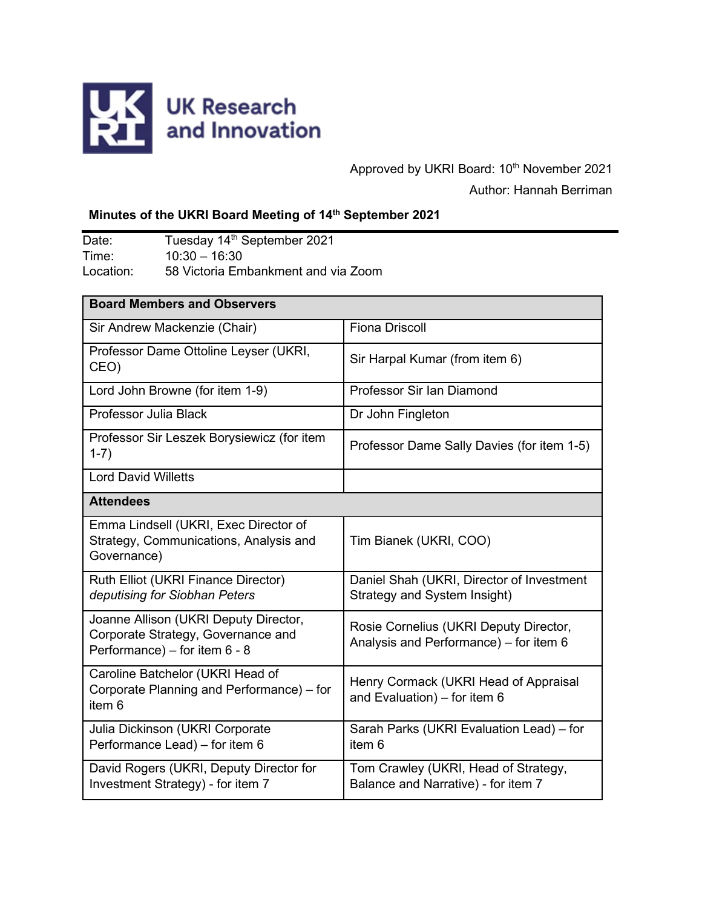UK Research and Innovation

Approved by UKRI Board: 10th November 2021

Author: Hannah Berriman

## Minutes of the UKRI Board Meeting of 14th September 2021

Date: Tuesday 14th September 2021
Time: 10:30 – 16:30
Location: 58 Victoria Embankment and via Zoom

| **Board Members and Observers** | |
|---|---|
| Sir Andrew Mackenzie (Chair) | Fiona Driscoll |
| Professor Dame Ottoline Leyser (UKRI, CEO) | Sir Harpal Kumar (from item 6) |
| Lord John Browne (for item 1-9) | Professor Sir Ian Diamond |
| Professor Julia Black | Dr John Fingleton |
| Professor Sir Leszek Borysiewicz (for item 1-7) | Professor Dame Sally Davies (for item 1-5) |
| Lord David Willetts | |
| **Attendees** | |
| Emma Lindsell (UKRI, Exec Director of Strategy, Communications, Analysis and Governance) | Tim Bianek (UKRI, COO) |
| Ruth Elliot (UKRI Finance Director) *deputising for Siobhan Peters* | Daniel Shah (UKRI, Director of Investment Strategy and System Insight) |
| Joanne Allison (UKRI Deputy Director, Corporate Strategy, Governance and Performance) – for item 6 - 8 | Rosie Cornelius (UKRI Deputy Director, Analysis and Performance) – for item 6 |
| Caroline Batchelor (UKRI Head of Corporate Planning and Performance) – for item 6 | Henry Cormack (UKRI Head of Appraisal and Evaluation) – for item 6 |
| Julia Dickinson (UKRI Corporate Performance Lead) – for item 6 | Sarah Parks (UKRI Evaluation Lead) – for item 6 |
| David Rogers (UKRI, Deputy Director for Investment Strategy) - for item 7 | Tom Crawley (UKRI, Head of Strategy, Balance and Narrative) - for item 7 |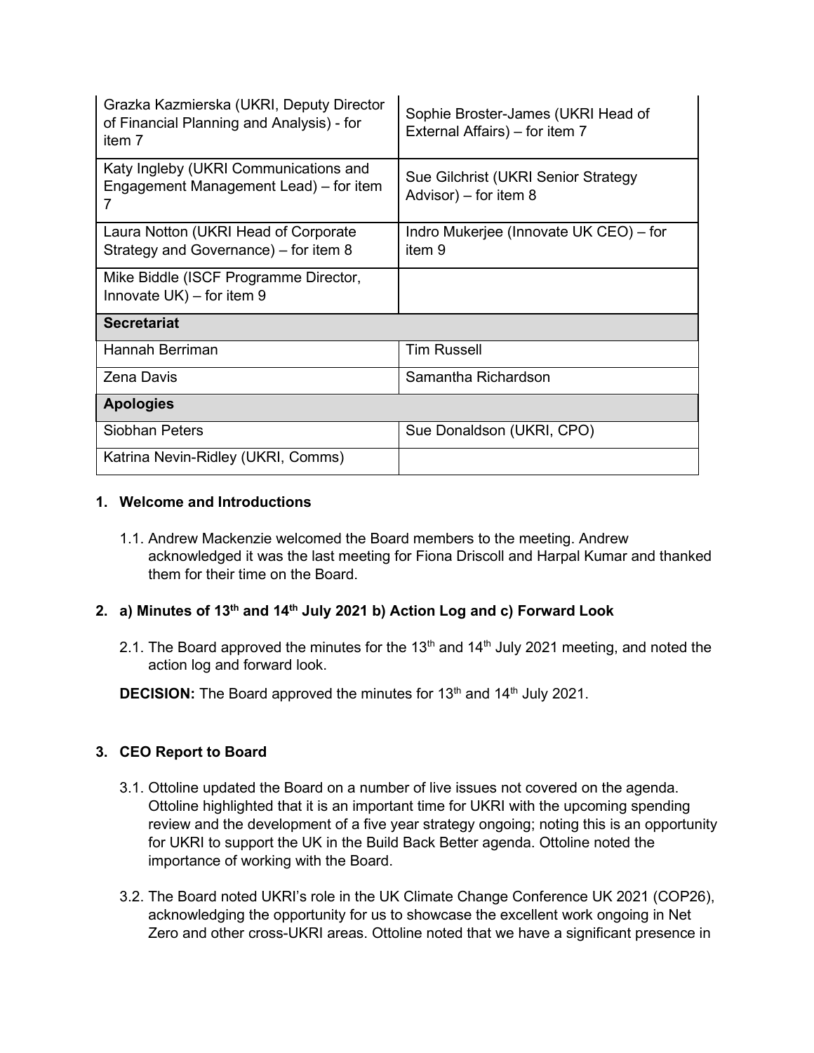| | |
|---|---|
| Grazka Kazmierska (UKRI, Deputy Director of Financial Planning and Analysis) - for item 7 | Sophie Broster-James (UKRI Head of External Affairs) – for item 7 |
| Katy Ingleby (UKRI Communications and Engagement Management Lead) – for item 7 | Sue Gilchrist (UKRI Senior Strategy Advisor) – for item 8 |
| Laura Notton (UKRI Head of Corporate Strategy and Governance) – for item 8 | Indro Mukerjee (Innovate UK CEO) – for item 9 |
| Mike Biddle (ISCF Programme Director, Innovate UK) – for item 9 | |
| **Secretariat** | |
| Hannah Berriman | Tim Russell |
| Zena Davis | Samantha Richardson |
| **Apologies** | |
| Siobhan Peters | Sue Donaldson (UKRI, CPO) |
| Katrina Nevin-Ridley (UKRI, Comms) | |

**1. Welcome and Introductions**

1.1. Andrew Mackenzie welcomed the Board members to the meeting. Andrew acknowledged it was the last meeting for Fiona Driscoll and Harpal Kumar and thanked them for their time on the Board.

**2. a) Minutes of 13th and 14th July 2021 b) Action Log and c) Forward Look**

2.1. The Board approved the minutes for the 13th and 14th July 2021 meeting, and noted the action log and forward look.

**DECISION:** The Board approved the minutes for 13th and 14th July 2021.

**3. CEO Report to Board**

3.1. Ottoline updated the Board on a number of live issues not covered on the agenda. Ottoline highlighted that it is an important time for UKRI with the upcoming spending review and the development of a five year strategy ongoing; noting this is an opportunity for UKRI to support the UK in the Build Back Better agenda. Ottoline noted the importance of working with the Board.

3.2. The Board noted UKRI's role in the UK Climate Change Conference UK 2021 (COP26), acknowledging the opportunity for us to showcase the excellent work ongoing in Net Zero and other cross-UKRI areas. Ottoline noted that we have a significant presence in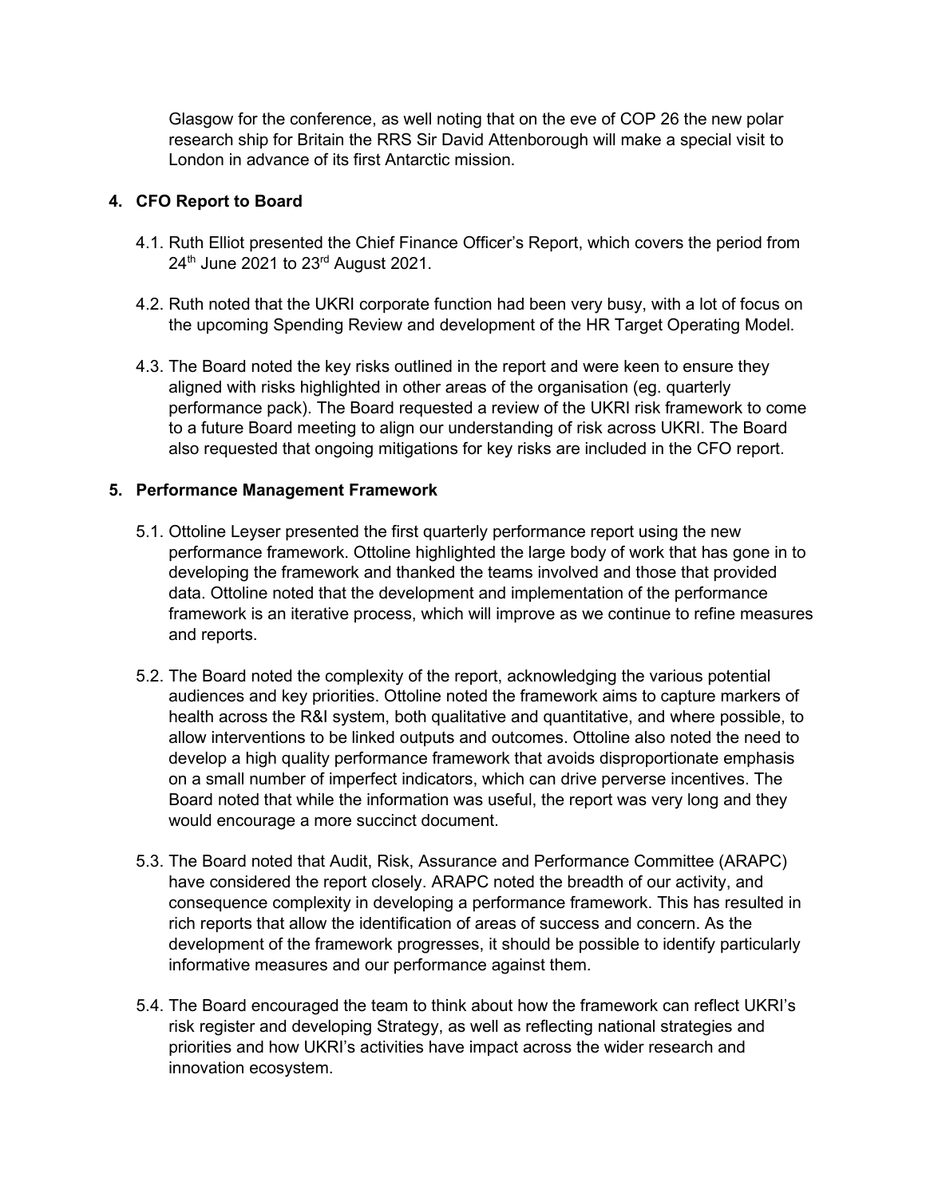Glasgow for the conference, as well noting that on the eve of COP 26 the new polar research ship for Britain the RRS Sir David Attenborough will make a special visit to London in advance of its first Antarctic mission.

## 4. CFO Report to Board

4.1. Ruth Elliot presented the Chief Finance Officer's Report, which covers the period from 24th June 2021 to 23rd August 2021.

4.2. Ruth noted that the UKRI corporate function had been very busy, with a lot of focus on the upcoming Spending Review and development of the HR Target Operating Model.

4.3. The Board noted the key risks outlined in the report and were keen to ensure they aligned with risks highlighted in other areas of the organisation (eg. quarterly performance pack). The Board requested a review of the UKRI risk framework to come to a future Board meeting to align our understanding of risk across UKRI. The Board also requested that ongoing mitigations for key risks are included in the CFO report.

## 5. Performance Management Framework

5.1. Ottoline Leyser presented the first quarterly performance report using the new performance framework. Ottoline highlighted the large body of work that has gone in to developing the framework and thanked the teams involved and those that provided data. Ottoline noted that the development and implementation of the performance framework is an iterative process, which will improve as we continue to refine measures and reports.

5.2. The Board noted the complexity of the report, acknowledging the various potential audiences and key priorities. Ottoline noted the framework aims to capture markers of health across the R&I system, both qualitative and quantitative, and where possible, to allow interventions to be linked outputs and outcomes. Ottoline also noted the need to develop a high quality performance framework that avoids disproportionate emphasis on a small number of imperfect indicators, which can drive perverse incentives. The Board noted that while the information was useful, the report was very long and they would encourage a more succinct document.

5.3. The Board noted that Audit, Risk, Assurance and Performance Committee (ARAPC) have considered the report closely. ARAPC noted the breadth of our activity, and consequence complexity in developing a performance framework. This has resulted in rich reports that allow the identification of areas of success and concern. As the development of the framework progresses, it should be possible to identify particularly informative measures and our performance against them.

5.4. The Board encouraged the team to think about how the framework can reflect UKRI's risk register and developing Strategy, as well as reflecting national strategies and priorities and how UKRI's activities have impact across the wider research and innovation ecosystem.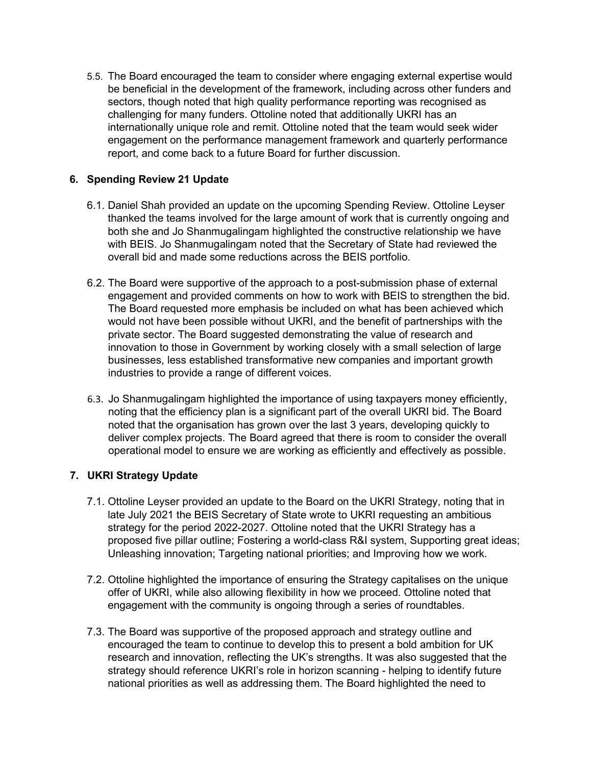5.5. The Board encouraged the team to consider where engaging external expertise would be beneficial in the development of the framework, including across other funders and sectors, though noted that high quality performance reporting was recognised as challenging for many funders. Ottoline noted that additionally UKRI has an internationally unique role and remit. Ottoline noted that the team would seek wider engagement on the performance management framework and quarterly performance report, and come back to a future Board for further discussion.

## 6. Spending Review 21 Update

6.1. Daniel Shah provided an update on the upcoming Spending Review. Ottoline Leyser thanked the teams involved for the large amount of work that is currently ongoing and both she and Jo Shanmugalingam highlighted the constructive relationship we have with BEIS. Jo Shanmugalingam noted that the Secretary of State had reviewed the overall bid and made some reductions across the BEIS portfolio.

6.2. The Board were supportive of the approach to a post-submission phase of external engagement and provided comments on how to work with BEIS to strengthen the bid. The Board requested more emphasis be included on what has been achieved which would not have been possible without UKRI, and the benefit of partnerships with the private sector. The Board suggested demonstrating the value of research and innovation to those in Government by working closely with a small selection of large businesses, less established transformative new companies and important growth industries to provide a range of different voices.

6.3. Jo Shanmugalingam highlighted the importance of using taxpayers money efficiently, noting that the efficiency plan is a significant part of the overall UKRI bid. The Board noted that the organisation has grown over the last 3 years, developing quickly to deliver complex projects. The Board agreed that there is room to consider the overall operational model to ensure we are working as efficiently and effectively as possible.

## 7. UKRI Strategy Update

7.1. Ottoline Leyser provided an update to the Board on the UKRI Strategy, noting that in late July 2021 the BEIS Secretary of State wrote to UKRI requesting an ambitious strategy for the period 2022-2027. Ottoline noted that the UKRI Strategy has a proposed five pillar outline; Fostering a world-class R&I system, Supporting great ideas; Unleashing innovation; Targeting national priorities; and Improving how we work.

7.2. Ottoline highlighted the importance of ensuring the Strategy capitalises on the unique offer of UKRI, while also allowing flexibility in how we proceed. Ottoline noted that engagement with the community is ongoing through a series of roundtables.

7.3. The Board was supportive of the proposed approach and strategy outline and encouraged the team to continue to develop this to present a bold ambition for UK research and innovation, reflecting the UK's strengths. It was also suggested that the strategy should reference UKRI's role in horizon scanning - helping to identify future national priorities as well as addressing them. The Board highlighted the need to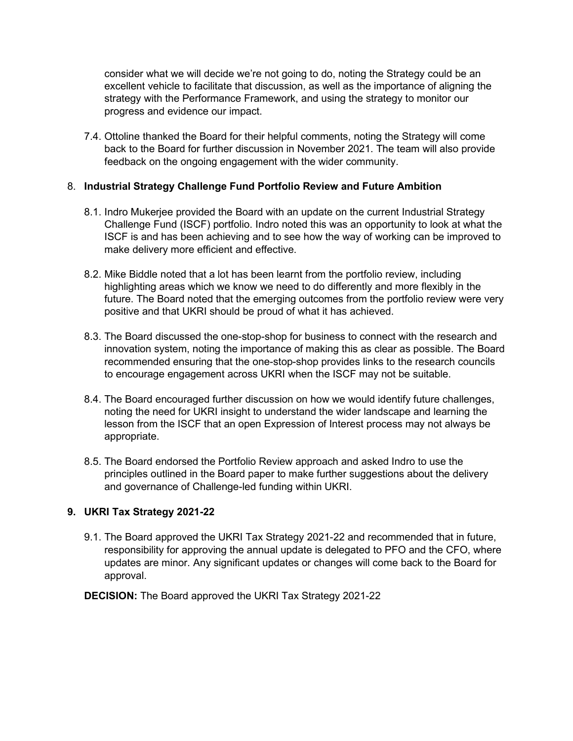consider what we will decide we're not going to do, noting the Strategy could be an excellent vehicle to facilitate that discussion, as well as the importance of aligning the strategy with the Performance Framework, and using the strategy to monitor our progress and evidence our impact.

7.4. Ottoline thanked the Board for their helpful comments, noting the Strategy will come back to the Board for further discussion in November 2021. The team will also provide feedback on the ongoing engagement with the wider community.

## 8. Industrial Strategy Challenge Fund Portfolio Review and Future Ambition

8.1. Indro Mukerjee provided the Board with an update on the current Industrial Strategy Challenge Fund (ISCF) portfolio. Indro noted this was an opportunity to look at what the ISCF is and has been achieving and to see how the way of working can be improved to make delivery more efficient and effective.

8.2. Mike Biddle noted that a lot has been learnt from the portfolio review, including highlighting areas which we know we need to do differently and more flexibly in the future. The Board noted that the emerging outcomes from the portfolio review were very positive and that UKRI should be proud of what it has achieved.

8.3. The Board discussed the one-stop-shop for business to connect with the research and innovation system, noting the importance of making this as clear as possible. The Board recommended ensuring that the one-stop-shop provides links to the research councils to encourage engagement across UKRI when the ISCF may not be suitable.

8.4. The Board encouraged further discussion on how we would identify future challenges, noting the need for UKRI insight to understand the wider landscape and learning the lesson from the ISCF that an open Expression of Interest process may not always be appropriate.

8.5. The Board endorsed the Portfolio Review approach and asked Indro to use the principles outlined in the Board paper to make further suggestions about the delivery and governance of Challenge-led funding within UKRI.

## 9. UKRI Tax Strategy 2021-22

9.1. The Board approved the UKRI Tax Strategy 2021-22 and recommended that in future, responsibility for approving the annual update is delegated to PFO and the CFO, where updates are minor. Any significant updates or changes will come back to the Board for approval.

**DECISION:** The Board approved the UKRI Tax Strategy 2021-22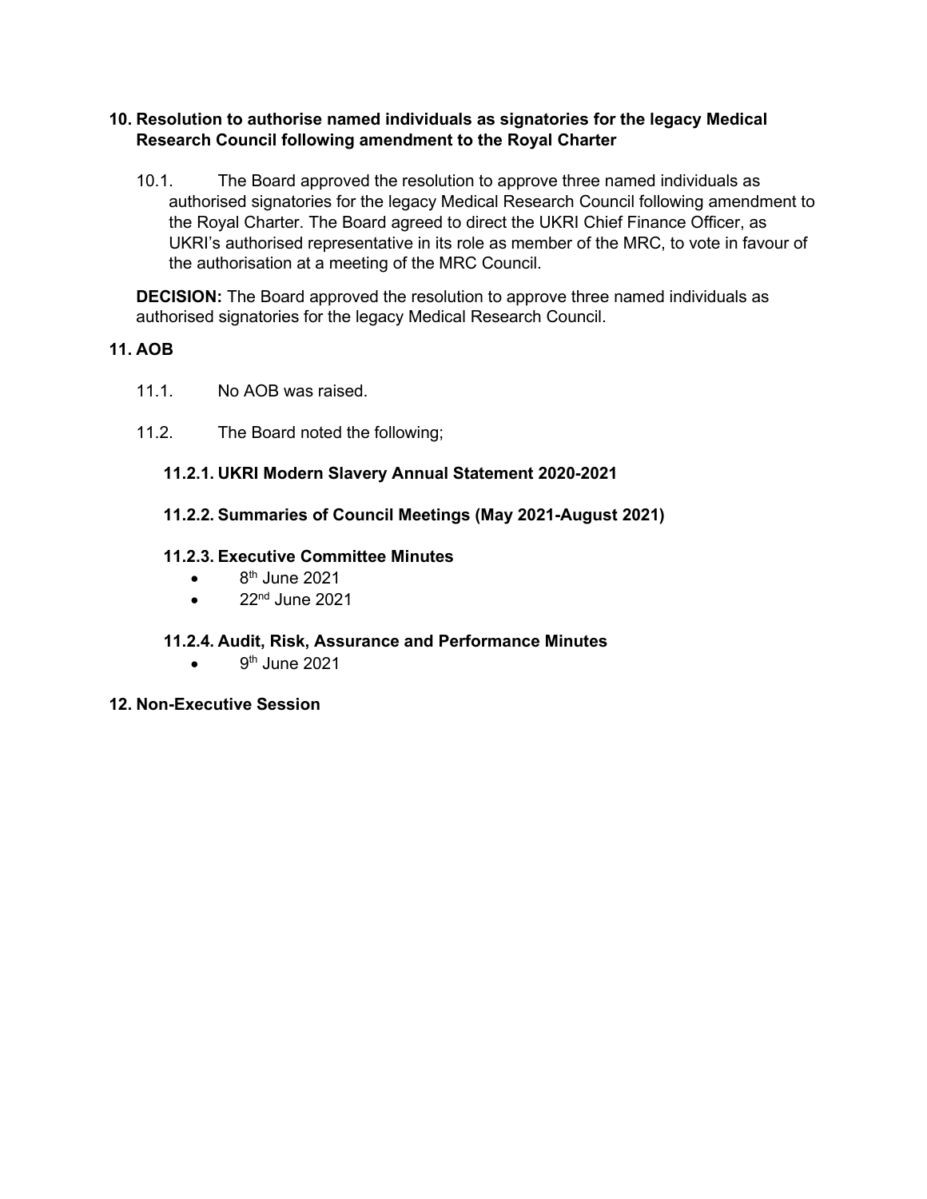## 10. Resolution to authorise named individuals as signatories for the legacy Medical Research Council following amendment to the Royal Charter

10.1. The Board approved the resolution to approve three named individuals as authorised signatories for the legacy Medical Research Council following amendment to the Royal Charter. The Board agreed to direct the UKRI Chief Finance Officer, as UKRI's authorised representative in its role as member of the MRC, to vote in favour of the authorisation at a meeting of the MRC Council.

**DECISION:** The Board approved the resolution to approve three named individuals as authorised signatories for the legacy Medical Research Council.

## 11. AOB

11.1. No AOB was raised.

11.2. The Board noted the following;

### 11.2.1. UKRI Modern Slavery Annual Statement 2020-2021

### 11.2.2. Summaries of Council Meetings (May 2021-August 2021)

### 11.2.3. Executive Committee Minutes

- 8th June 2021
- 22nd June 2021

### 11.2.4. Audit, Risk, Assurance and Performance Minutes

- 9th June 2021

## 12. Non-Executive Session